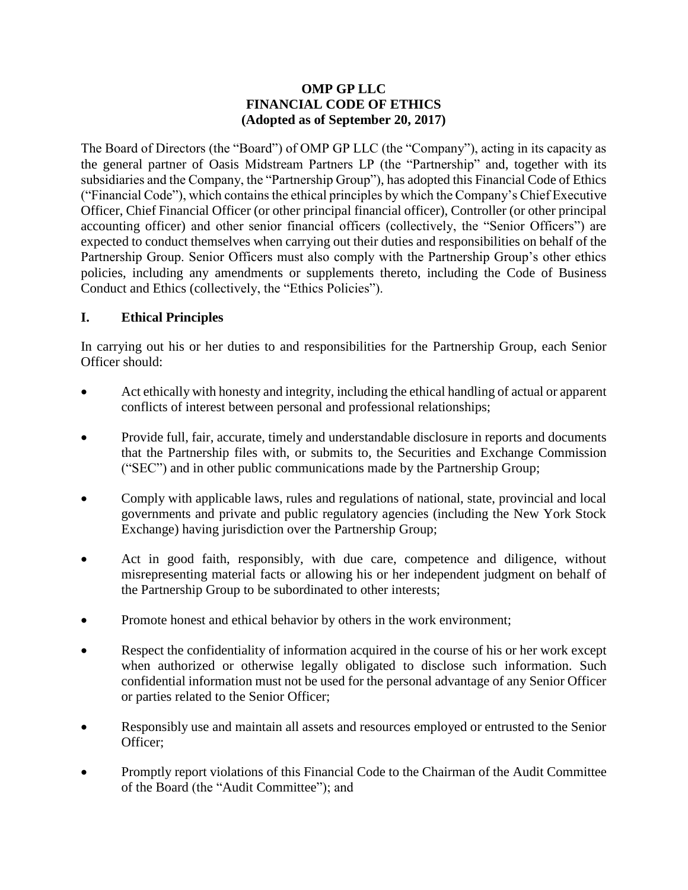# OMP GP LLC
# FINANCIAL CODE OF ETHICS
**(Adopted as of September 20, 2017)**

The Board of Directors (the "Board") of OMP GP LLC (the "Company"), acting in its capacity as the general partner of Oasis Midstream Partners LP (the "Partnership" and, together with its subsidiaries and the Company, the "Partnership Group"), has adopted this Financial Code of Ethics ("Financial Code"), which contains the ethical principles by which the Company's Chief Executive Officer, Chief Financial Officer (or other principal financial officer), Controller (or other principal accounting officer) and other senior financial officers (collectively, the "Senior Officers") are expected to conduct themselves when carrying out their duties and responsibilities on behalf of the Partnership Group. Senior Officers must also comply with the Partnership Group's other ethics policies, including any amendments or supplements thereto, including the Code of Business Conduct and Ethics (collectively, the "Ethics Policies").

## I. Ethical Principles

In carrying out his or her duties to and responsibilities for the Partnership Group, each Senior Officer should:

- Act ethically with honesty and integrity, including the ethical handling of actual or apparent conflicts of interest between personal and professional relationships;
- Provide full, fair, accurate, timely and understandable disclosure in reports and documents that the Partnership files with, or submits to, the Securities and Exchange Commission ("SEC") and in other public communications made by the Partnership Group;
- Comply with applicable laws, rules and regulations of national, state, provincial and local governments and private and public regulatory agencies (including the New York Stock Exchange) having jurisdiction over the Partnership Group;
- Act in good faith, responsibly, with due care, competence and diligence, without misrepresenting material facts or allowing his or her independent judgment on behalf of the Partnership Group to be subordinated to other interests;
- Promote honest and ethical behavior by others in the work environment;
- Respect the confidentiality of information acquired in the course of his or her work except when authorized or otherwise legally obligated to disclose such information. Such confidential information must not be used for the personal advantage of any Senior Officer or parties related to the Senior Officer;
- Responsibly use and maintain all assets and resources employed or entrusted to the Senior Officer;
- Promptly report violations of this Financial Code to the Chairman of the Audit Committee of the Board (the "Audit Committee"); and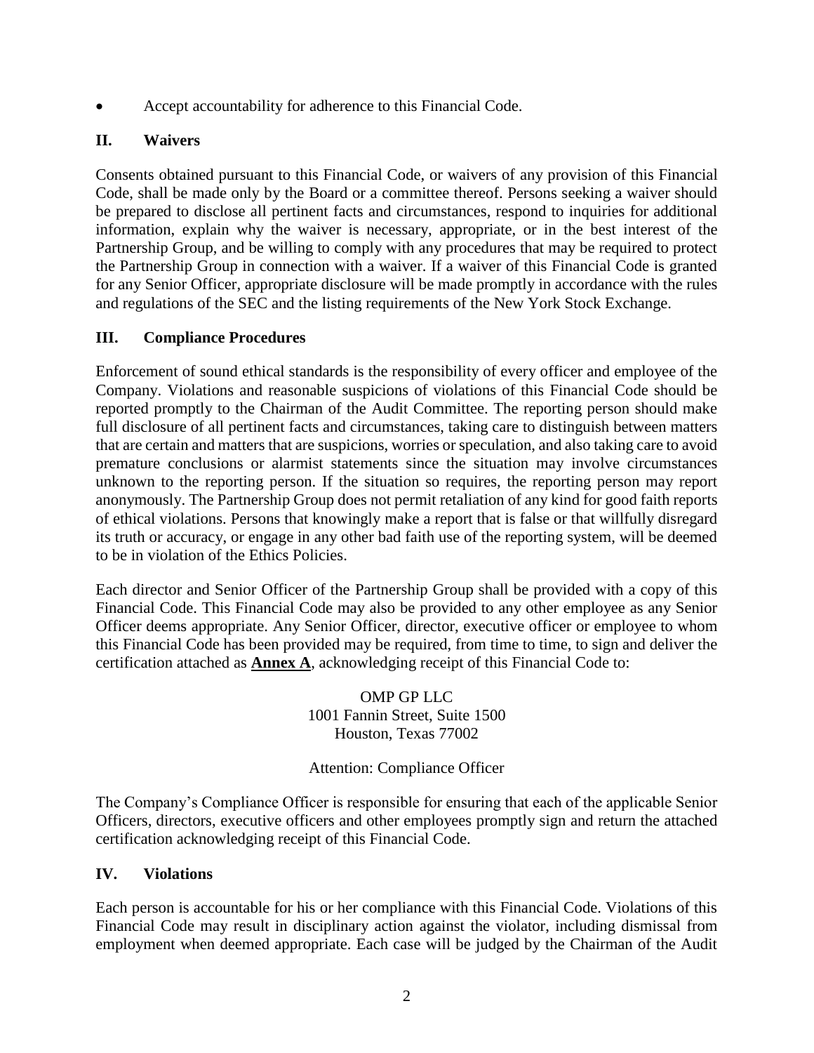- Accept accountability for adherence to this Financial Code.

## II. Waivers

Consents obtained pursuant to this Financial Code, or waivers of any provision of this Financial Code, shall be made only by the Board or a committee thereof. Persons seeking a waiver should be prepared to disclose all pertinent facts and circumstances, respond to inquiries for additional information, explain why the waiver is necessary, appropriate, or in the best interest of the Partnership Group, and be willing to comply with any procedures that may be required to protect the Partnership Group in connection with a waiver. If a waiver of this Financial Code is granted for any Senior Officer, appropriate disclosure will be made promptly in accordance with the rules and regulations of the SEC and the listing requirements of the New York Stock Exchange.

## III. Compliance Procedures

Enforcement of sound ethical standards is the responsibility of every officer and employee of the Company. Violations and reasonable suspicions of violations of this Financial Code should be reported promptly to the Chairman of the Audit Committee. The reporting person should make full disclosure of all pertinent facts and circumstances, taking care to distinguish between matters that are certain and matters that are suspicions, worries or speculation, and also taking care to avoid premature conclusions or alarmist statements since the situation may involve circumstances unknown to the reporting person. If the situation so requires, the reporting person may report anonymously. The Partnership Group does not permit retaliation of any kind for good faith reports of ethical violations. Persons that knowingly make a report that is false or that willfully disregard its truth or accuracy, or engage in any other bad faith use of the reporting system, will be deemed to be in violation of the Ethics Policies.

Each director and Senior Officer of the Partnership Group shall be provided with a copy of this Financial Code. This Financial Code may also be provided to any other employee as any Senior Officer deems appropriate. Any Senior Officer, director, executive officer or employee to whom this Financial Code has been provided may be required, from time to time, to sign and deliver the certification attached as **Annex A**, acknowledging receipt of this Financial Code to:

OMP GP LLC
1001 Fannin Street, Suite 1500
Houston, Texas 77002

Attention: Compliance Officer

The Company's Compliance Officer is responsible for ensuring that each of the applicable Senior Officers, directors, executive officers and other employees promptly sign and return the attached certification acknowledging receipt of this Financial Code.

## IV. Violations

Each person is accountable for his or her compliance with this Financial Code. Violations of this Financial Code may result in disciplinary action against the violator, including dismissal from employment when deemed appropriate. Each case will be judged by the Chairman of the Audit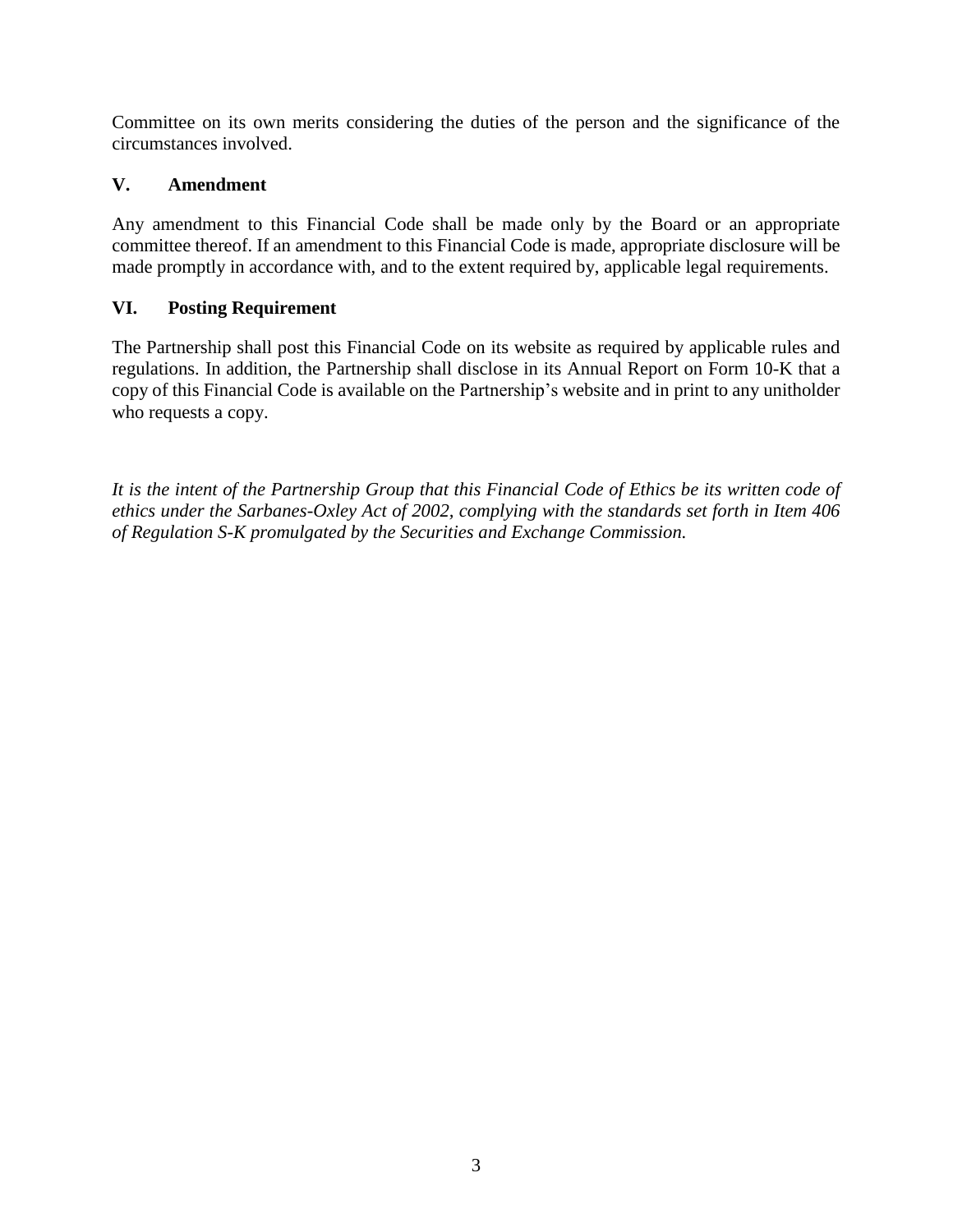Committee on its own merits considering the duties of the person and the significance of the circumstances involved.

## V. Amendment

Any amendment to this Financial Code shall be made only by the Board or an appropriate committee thereof. If an amendment to this Financial Code is made, appropriate disclosure will be made promptly in accordance with, and to the extent required by, applicable legal requirements.

## VI. Posting Requirement

The Partnership shall post this Financial Code on its website as required by applicable rules and regulations. In addition, the Partnership shall disclose in its Annual Report on Form 10-K that a copy of this Financial Code is available on the Partnership's website and in print to any unitholder who requests a copy.

*It is the intent of the Partnership Group that this Financial Code of Ethics be its written code of ethics under the Sarbanes-Oxley Act of 2002, complying with the standards set forth in Item 406 of Regulation S-K promulgated by the Securities and Exchange Commission.*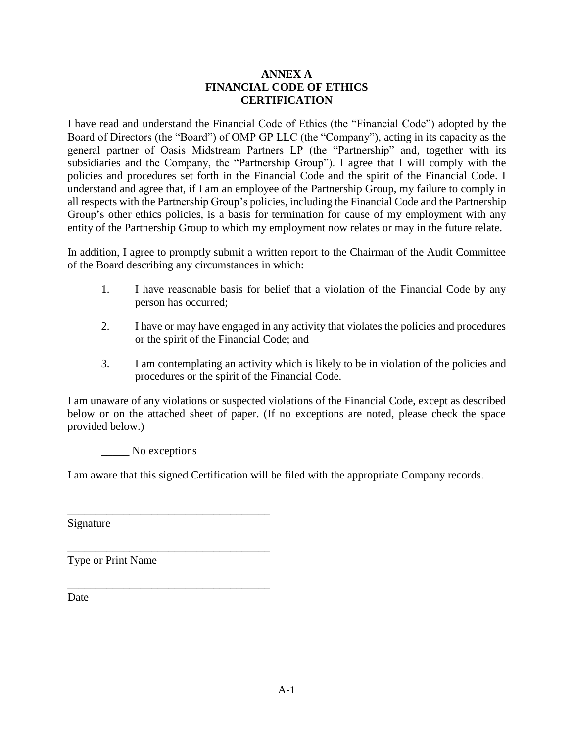**ANNEX A**
**FINANCIAL CODE OF ETHICS**
**CERTIFICATION**

I have read and understand the Financial Code of Ethics (the "Financial Code") adopted by the Board of Directors (the "Board") of OMP GP LLC (the "Company"), acting in its capacity as the general partner of Oasis Midstream Partners LP (the "Partnership" and, together with its subsidiaries and the Company, the "Partnership Group"). I agree that I will comply with the policies and procedures set forth in the Financial Code and the spirit of the Financial Code. I understand and agree that, if I am an employee of the Partnership Group, my failure to comply in all respects with the Partnership Group's policies, including the Financial Code and the Partnership Group's other ethics policies, is a basis for termination for cause of my employment with any entity of the Partnership Group to which my employment now relates or may in the future relate.

In addition, I agree to promptly submit a written report to the Chairman of the Audit Committee of the Board describing any circumstances in which:

1. I have reasonable basis for belief that a violation of the Financial Code by any person has occurred;
2. I have or may have engaged in any activity that violates the policies and procedures or the spirit of the Financial Code; and
3. I am contemplating an activity which is likely to be in violation of the policies and procedures or the spirit of the Financial Code.

I am unaware of any violations or suspected violations of the Financial Code, except as described below or on the attached sheet of paper. (If no exceptions are noted, please check the space provided below.)

_____ No exceptions

I am aware that this signed Certification will be filed with the appropriate Company records.

____________________________________
Signature

____________________________________
Type or Print Name

____________________________________
Date